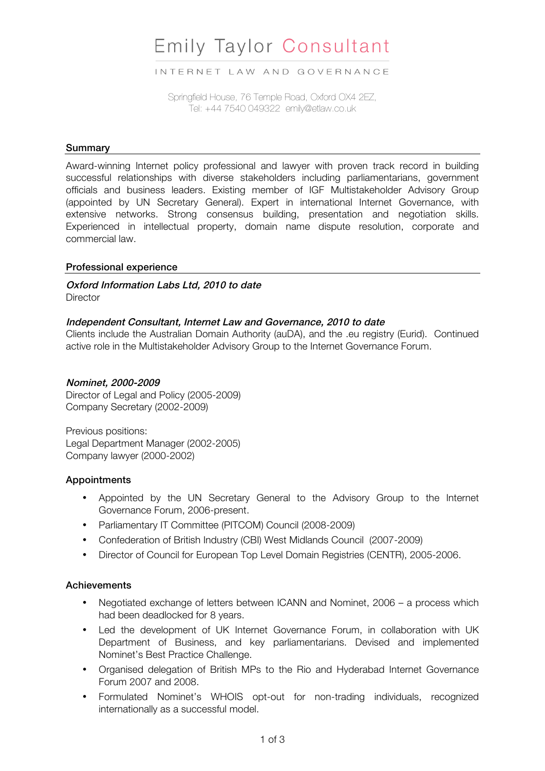# Emily Taylor Consultant

INTERNET LAW AND GOVERNANCE

Springfield House, 76 Temple Road, Oxford OX4 2EZ,
Tel: +44 7540 049322 emily@etlaw.co.uk

## Summary

Award-winning Internet policy professional and lawyer with proven track record in building successful relationships with diverse stakeholders including parliamentarians, government officials and business leaders. Existing member of IGF Multistakeholder Advisory Group (appointed by UN Secretary General). Expert in international Internet Governance, with extensive networks. Strong consensus building, presentation and negotiation skills. Experienced in intellectual property, domain name dispute resolution, corporate and commercial law.

## Professional experience

***Oxford Information Labs Ltd, 2010 to date***
Director

***Independent Consultant, Internet Law and Governance, 2010 to date***
Clients include the Australian Domain Authority (auDA), and the .eu registry (Eurid). Continued active role in the Multistakeholder Advisory Group to the Internet Governance Forum.

***Nominet, 2000-2009***
Director of Legal and Policy (2005-2009)
Company Secretary (2002-2009)

Previous positions:
Legal Department Manager (2002-2005)
Company lawyer (2000-2002)

### Appointments

- Appointed by the UN Secretary General to the Advisory Group to the Internet Governance Forum, 2006-present.
- Parliamentary IT Committee (PITCOM) Council (2008-2009)
- Confederation of British Industry (CBI) West Midlands Council (2007-2009)
- Director of Council for European Top Level Domain Registries (CENTR), 2005-2006.

### Achievements

- Negotiated exchange of letters between ICANN and Nominet, 2006 – a process which had been deadlocked for 8 years.
- Led the development of UK Internet Governance Forum, in collaboration with UK Department of Business, and key parliamentarians. Devised and implemented Nominet's Best Practice Challenge.
- Organised delegation of British MPs to the Rio and Hyderabad Internet Governance Forum 2007 and 2008.
- Formulated Nominet's WHOIS opt-out for non-trading individuals, recognized internationally as a successful model.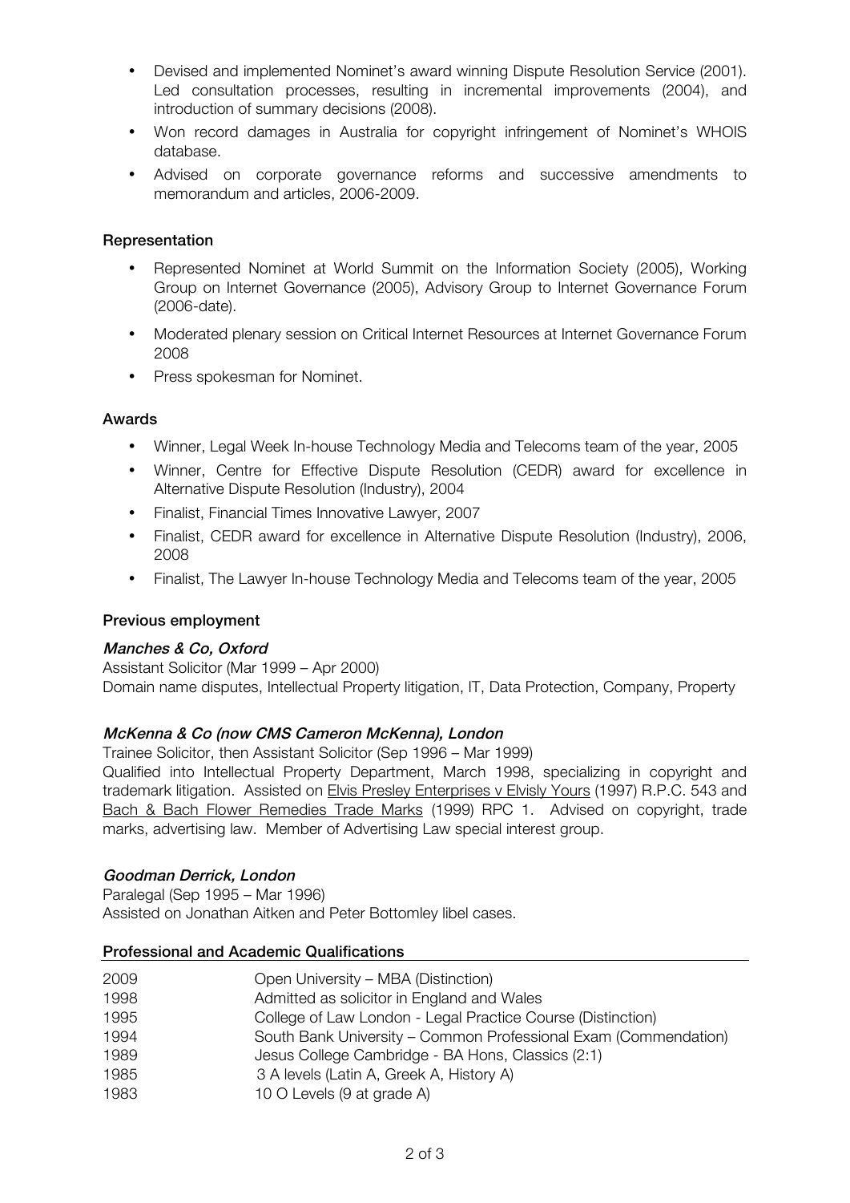- Devised and implemented Nominet's award winning Dispute Resolution Service (2001). Led consultation processes, resulting in incremental improvements (2004), and introduction of summary decisions (2008).
- Won record damages in Australia for copyright infringement of Nominet's WHOIS database.
- Advised on corporate governance reforms and successive amendments to memorandum and articles, 2006-2009.

**Representation**

- Represented Nominet at World Summit on the Information Society (2005), Working Group on Internet Governance (2005), Advisory Group to Internet Governance Forum (2006-date).
- Moderated plenary session on Critical Internet Resources at Internet Governance Forum 2008
- Press spokesman for Nominet.

**Awards**

- Winner, Legal Week In-house Technology Media and Telecoms team of the year, 2005
- Winner, Centre for Effective Dispute Resolution (CEDR) award for excellence in Alternative Dispute Resolution (Industry), 2004
- Finalist, Financial Times Innovative Lawyer, 2007
- Finalist, CEDR award for excellence in Alternative Dispute Resolution (Industry), 2006, 2008
- Finalist, The Lawyer In-house Technology Media and Telecoms team of the year, 2005

**Previous employment**

***Manches & Co, Oxford***

Assistant Solicitor (Mar 1999 – Apr 2000)
Domain name disputes, Intellectual Property litigation, IT, Data Protection, Company, Property

***McKenna & Co (now CMS Cameron McKenna), London***

Trainee Solicitor, then Assistant Solicitor (Sep 1996 – Mar 1999)
Qualified into Intellectual Property Department, March 1998, specializing in copyright and trademark litigation. Assisted on Elvis Presley Enterprises v Elvisly Yours (1997) R.P.C. 543 and Bach & Bach Flower Remedies Trade Marks (1999) RPC 1. Advised on copyright, trade marks, advertising law. Member of Advertising Law special interest group.

***Goodman Derrick, London***

Paralegal (Sep 1995 – Mar 1996)
Assisted on Jonathan Aitken and Peter Bottomley libel cases.

**Professional and Academic Qualifications**

| | |
|---|---|
| 2009 | Open University – MBA (Distinction) |
| 1998 | Admitted as solicitor in England and Wales |
| 1995 | College of Law London - Legal Practice Course (Distinction) |
| 1994 | South Bank University – Common Professional Exam (Commendation) |
| 1989 | Jesus College Cambridge - BA Hons, Classics (2:1) |
| 1985 | 3 A levels (Latin A, Greek A, History A) |
| 1983 | 10 O Levels (9 at grade A) |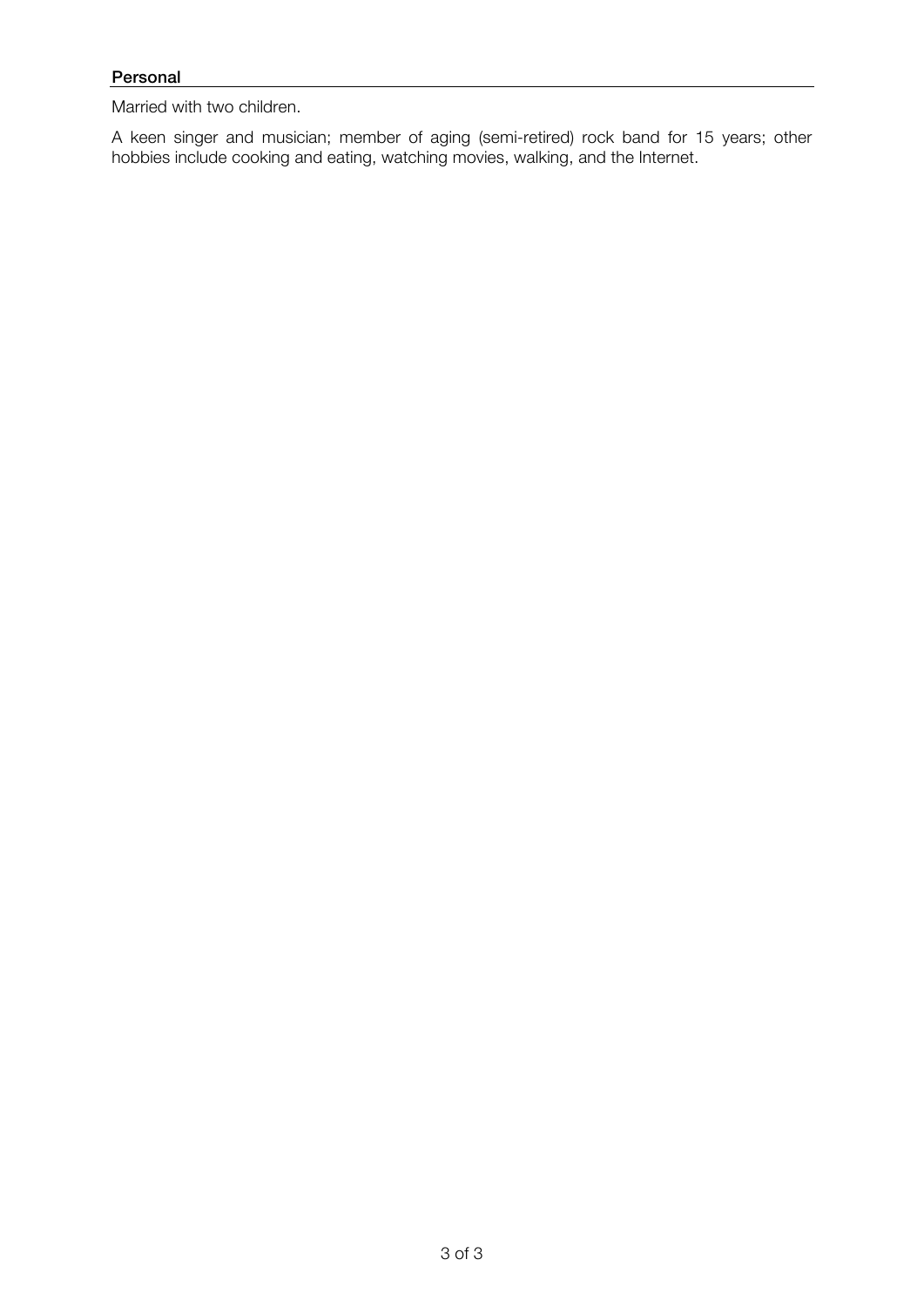**Personal**

Married with two children.

A keen singer and musician; member of aging (semi-retired) rock band for 15 years; other hobbies include cooking and eating, watching movies, walking, and the Internet.